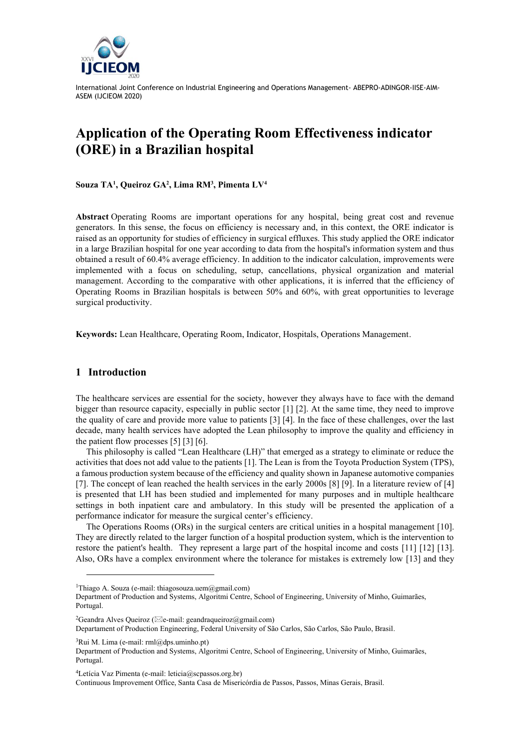International Joint Conference on Industrial Engineering and Operations Management- ABEPRO-ADINGOR-IISE-AIM-ASEM (IJCIEOM 2020)

# Application of the Operating Room Effectiveness indicator (ORE) in a Brazilian hospital

**Souza TA[1], Queiroz GA[2], Lima RM[3], Pimenta LV[4]**

**Abstract** Operating Rooms are important operations for any hospital, being great cost and revenue generators. In this sense, the focus on efficiency is necessary and, in this context, the ORE indicator is raised as an opportunity for studies of efficiency in surgical effluxes. This study applied the ORE indicator in a large Brazilian hospital for one year according to data from the hospital's information system and thus obtained a result of 60.4% average efficiency. In addition to the indicator calculation, improvements were implemented with a focus on scheduling, setup, cancellations, physical organization and material management. According to the comparative with other applications, it is inferred that the efficiency of Operating Rooms in Brazilian hospitals is between 50% and 60%, with great opportunities to leverage surgical productivity.

**Keywords:** Lean Healthcare, Operating Room, Indicator, Hospitals, Operations Management.

## 1 Introduction

The healthcare services are essential for the society, however they always have to face with the demand bigger than resource capacity, especially in public sector [1] [2]. At the same time, they need to improve the quality of care and provide more value to patients [3] [4]. In the face of these challenges, over the last decade, many health services have adopted the Lean philosophy to improve the quality and efficiency in the patient flow processes [5] [3] [6].

This philosophy is called "Lean Healthcare (LH)" that emerged as a strategy to eliminate or reduce the activities that does not add value to the patients [1]. The Lean is from the Toyota Production System (TPS), a famous production system because of the efficiency and quality shown in Japanese automotive companies [7]. The concept of lean reached the health services in the early 2000s [8] [9]. In a literature review of [4] is presented that LH has been studied and implemented for many purposes and in multiple healthcare settings in both inpatient care and ambulatory. In this study will be presented the application of a performance indicator for measure the surgical center's efficiency.

The Operations Rooms (ORs) in the surgical centers are critical unities in a hospital management [10]. They are directly related to the larger function of a hospital production system, which is the intervention to restore the patient's health. They represent a large part of the hospital income and costs [11] [12] [13]. Also, ORs have a complex environment where the tolerance for mistakes is extremely low [13] and they

---

[1]Thiago A. Souza (e-mail: thiagosouza.uem@gmail.com)
Department of Production and Systems, Algoritmi Centre, School of Engineering, University of Minho, Guimarães, Portugal.

[2]Geandra Alves Queiroz (✉e-mail: geandraqueiroz@gmail.com)
Departament of Production Engineering, Federal University of São Carlos, São Carlos, São Paulo, Brasil.

[3]Rui M. Lima (e-mail: rml@dps.uminho.pt)
Department of Production and Systems, Algoritmi Centre, School of Engineering, University of Minho, Guimarães, Portugal.

[4]Letícia Vaz Pimenta (e-mail: leticia@scpassos.org.br)
Continuous Improvement Office, Santa Casa de Misericórdia de Passos, Passos, Minas Gerais, Brasil.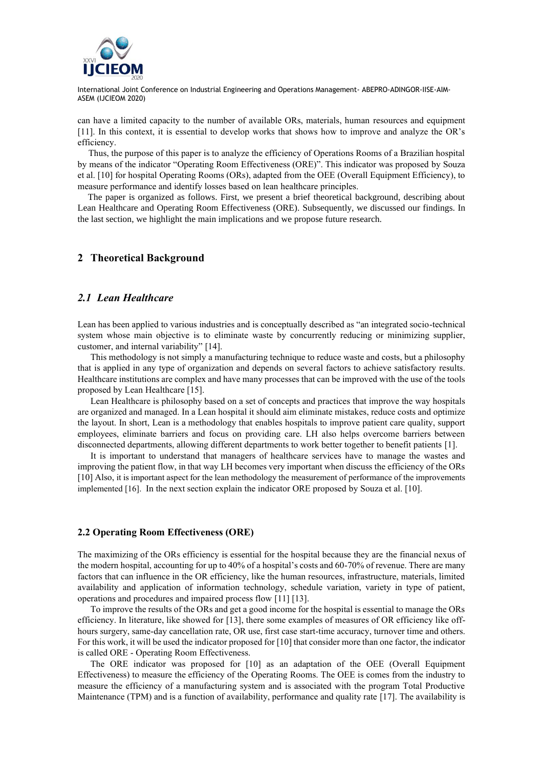can have a limited capacity to the number of available ORs, materials, human resources and equipment [11]. In this context, it is essential to develop works that shows how to improve and analyze the OR's efficiency.

Thus, the purpose of this paper is to analyze the efficiency of Operations Rooms of a Brazilian hospital by means of the indicator "Operating Room Effectiveness (ORE)". This indicator was proposed by Souza et al. [10] for hospital Operating Rooms (ORs), adapted from the OEE (Overall Equipment Efficiency), to measure performance and identify losses based on lean healthcare principles.

The paper is organized as follows. First, we present a brief theoretical background, describing about Lean Healthcare and Operating Room Effectiveness (ORE). Subsequently, we discussed our findings. In the last section, we highlight the main implications and we propose future research.

## 2 Theoretical Background

### *2.1 Lean Healthcare*

Lean has been applied to various industries and is conceptually described as "an integrated socio-technical system whose main objective is to eliminate waste by concurrently reducing or minimizing supplier, customer, and internal variability" [14].

This methodology is not simply a manufacturing technique to reduce waste and costs, but a philosophy that is applied in any type of organization and depends on several factors to achieve satisfactory results. Healthcare institutions are complex and have many processes that can be improved with the use of the tools proposed by Lean Healthcare [15].

Lean Healthcare is philosophy based on a set of concepts and practices that improve the way hospitals are organized and managed. In a Lean hospital it should aim eliminate mistakes, reduce costs and optimize the layout. In short, Lean is a methodology that enables hospitals to improve patient care quality, support employees, eliminate barriers and focus on providing care. LH also helps overcome barriers between disconnected departments, allowing different departments to work better together to benefit patients [1].

It is important to understand that managers of healthcare services have to manage the wastes and improving the patient flow, in that way LH becomes very important when discuss the efficiency of the ORs [10] Also, it is important aspect for the lean methodology the measurement of performance of the improvements implemented [16]. In the next section explain the indicator ORE proposed by Souza et al. [10].

### 2.2 Operating Room Effectiveness (ORE)

The maximizing of the ORs efficiency is essential for the hospital because they are the financial nexus of the modern hospital, accounting for up to 40% of a hospital's costs and 60-70% of revenue. There are many factors that can influence in the OR efficiency, like the human resources, infrastructure, materials, limited availability and application of information technology, schedule variation, variety in type of patient, operations and procedures and impaired process flow [11] [13].

To improve the results of the ORs and get a good income for the hospital is essential to manage the ORs efficiency. In literature, like showed for [13], there some examples of measures of OR efficiency like off-hours surgery, same-day cancellation rate, OR use, first case start-time accuracy, turnover time and others. For this work, it will be used the indicator proposed for [10] that consider more than one factor, the indicator is called ORE - Operating Room Effectiveness.

The ORE indicator was proposed for [10] as an adaptation of the OEE (Overall Equipment Effectiveness) to measure the efficiency of the Operating Rooms. The OEE is comes from the industry to measure the efficiency of a manufacturing system and is associated with the program Total Productive Maintenance (TPM) and is a function of availability, performance and quality rate [17]. The availability is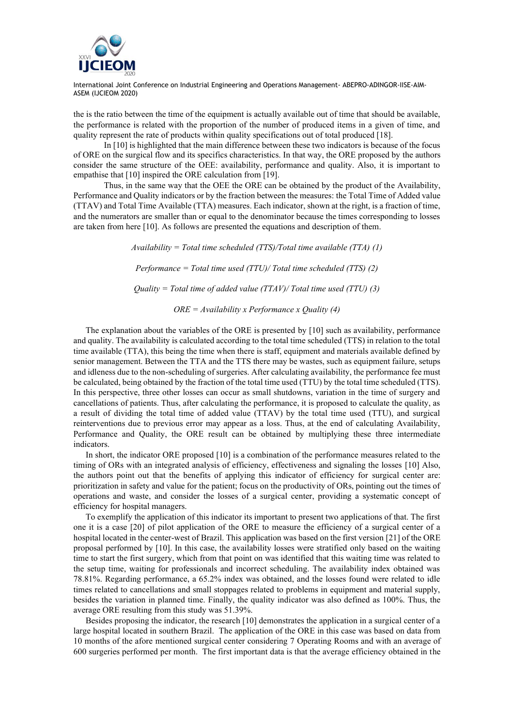the is the ratio between the time of the equipment is actually available out of time that should be available, the performance is related with the proportion of the number of produced items in a given of time, and quality represent the rate of products within quality specifications out of total produced [18].

In [10] is highlighted that the main difference between these two indicators is because of the focus of ORE on the surgical flow and its specifics characteristics. In that way, the ORE proposed by the authors consider the same structure of the OEE: availability, performance and quality. Also, it is important to empathise that [10] inspired the ORE calculation from [19].

Thus, in the same way that the OEE the ORE can be obtained by the product of the Availability, Performance and Quality indicators or by the fraction between the measures: the Total Time of Added value (TTAV) and Total Time Available (TTA) measures. Each indicator, shown at the right, is a fraction of time, and the numerators are smaller than or equal to the denominator because the times corresponding to losses are taken from here [10]. As follows are presented the equations and description of them.

*Availability = Total time scheduled (TTS)/Total time available (TTA) (1)*

*Performance = Total time used (TTU)/ Total time scheduled (TTS) (2)*

*Quality = Total time of added value (TTAV)/ Total time used (TTU) (3)*

*ORE = Availability x Performance x Quality (4)*

The explanation about the variables of the ORE is presented by [10] such as availability, performance and quality. The availability is calculated according to the total time scheduled (TTS) in relation to the total time available (TTA), this being the time when there is staff, equipment and materials available defined by senior management. Between the TTA and the TTS there may be wastes, such as equipment failure, setups and idleness due to the non-scheduling of surgeries. After calculating availability, the performance fee must be calculated, being obtained by the fraction of the total time used (TTU) by the total time scheduled (TTS). In this perspective, three other losses can occur as small shutdowns, variation in the time of surgery and cancellations of patients. Thus, after calculating the performance, it is proposed to calculate the quality, as a result of dividing the total time of added value (TTAV) by the total time used (TTU), and surgical reinterventions due to previous error may appear as a loss. Thus, at the end of calculating Availability, Performance and Quality, the ORE result can be obtained by multiplying these three intermediate indicators.

In short, the indicator ORE proposed [10] is a combination of the performance measures related to the timing of ORs with an integrated analysis of efficiency, effectiveness and signaling the losses [10] Also, the authors point out that the benefits of applying this indicator of efficiency for surgical center are: prioritization in safety and value for the patient; focus on the productivity of ORs, pointing out the times of operations and waste, and consider the losses of a surgical center, providing a systematic concept of efficiency for hospital managers.

To exemplify the application of this indicator its important to present two applications of that. The first one it is a case [20] of pilot application of the ORE to measure the efficiency of a surgical center of a hospital located in the center-west of Brazil. This application was based on the first version [21] of the ORE proposal performed by [10]. In this case, the availability losses were stratified only based on the waiting time to start the first surgery, which from that point on was identified that this waiting time was related to the setup time, waiting for professionals and incorrect scheduling. The availability index obtained was 78.81%. Regarding performance, a 65.2% index was obtained, and the losses found were related to idle times related to cancellations and small stoppages related to problems in equipment and material supply, besides the variation in planned time. Finally, the quality indicator was also defined as 100%. Thus, the average ORE resulting from this study was 51.39%.

Besides proposing the indicator, the research [10] demonstrates the application in a surgical center of a large hospital located in southern Brazil. The application of the ORE in this case was based on data from 10 months of the afore mentioned surgical center considering 7 Operating Rooms and with an average of 600 surgeries performed per month. The first important data is that the average efficiency obtained in the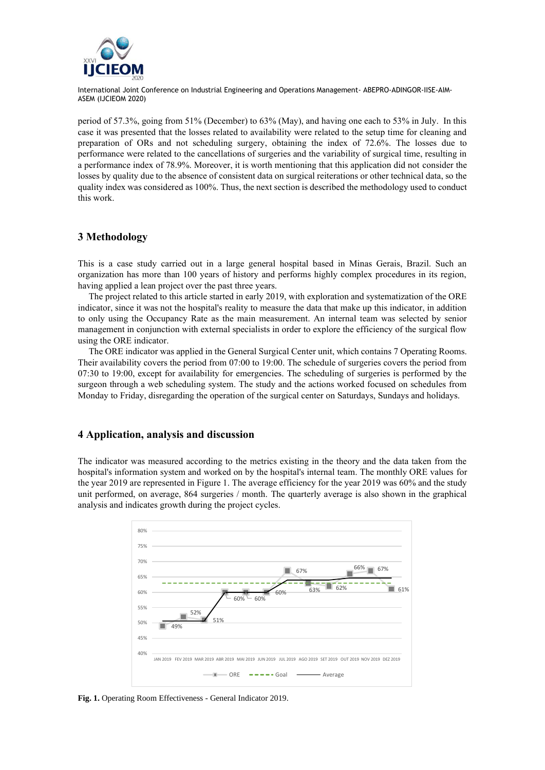period of 57.3%, going from 51% (December) to 63% (May), and having one each to 53% in July. In this case it was presented that the losses related to availability were related to the setup time for cleaning and preparation of ORs and not scheduling surgery, obtaining the index of 72.6%. The losses due to performance were related to the cancellations of surgeries and the variability of surgical time, resulting in a performance index of 78.9%. Moreover, it is worth mentioning that this application did not consider the losses by quality due to the absence of consistent data on surgical reiterations or other technical data, so the quality index was considered as 100%. Thus, the next section is described the methodology used to conduct this work.

## 3 Methodology

This is a case study carried out in a large general hospital based in Minas Gerais, Brazil. Such an organization has more than 100 years of history and performs highly complex procedures in its region, having applied a lean project over the past three years.

The project related to this article started in early 2019, with exploration and systematization of the ORE indicator, since it was not the hospital's reality to measure the data that make up this indicator, in addition to only using the Occupancy Rate as the main measurement. An internal team was selected by senior management in conjunction with external specialists in order to explore the efficiency of the surgical flow using the ORE indicator.

The ORE indicator was applied in the General Surgical Center unit, which contains 7 Operating Rooms. Their availability covers the period from 07:00 to 19:00. The schedule of surgeries covers the period from 07:30 to 19:00, except for availability for emergencies. The scheduling of surgeries is performed by the surgeon through a web scheduling system. The study and the actions worked focused on schedules from Monday to Friday, disregarding the operation of the surgical center on Saturdays, Sundays and holidays.

## 4 Application, analysis and discussion

The indicator was measured according to the metrics existing in the theory and the data taken from the hospital's information system and worked on by the hospital's internal team. The monthly ORE values for the year 2019 are represented in Figure 1. The average efficiency for the year 2019 was 60% and the study unit performed, on average, 864 surgeries / month. The quarterly average is also shown in the graphical analysis and indicates growth during the project cycles.

**Fig. 1.** Operating Room Effectiveness - General Indicator 2019.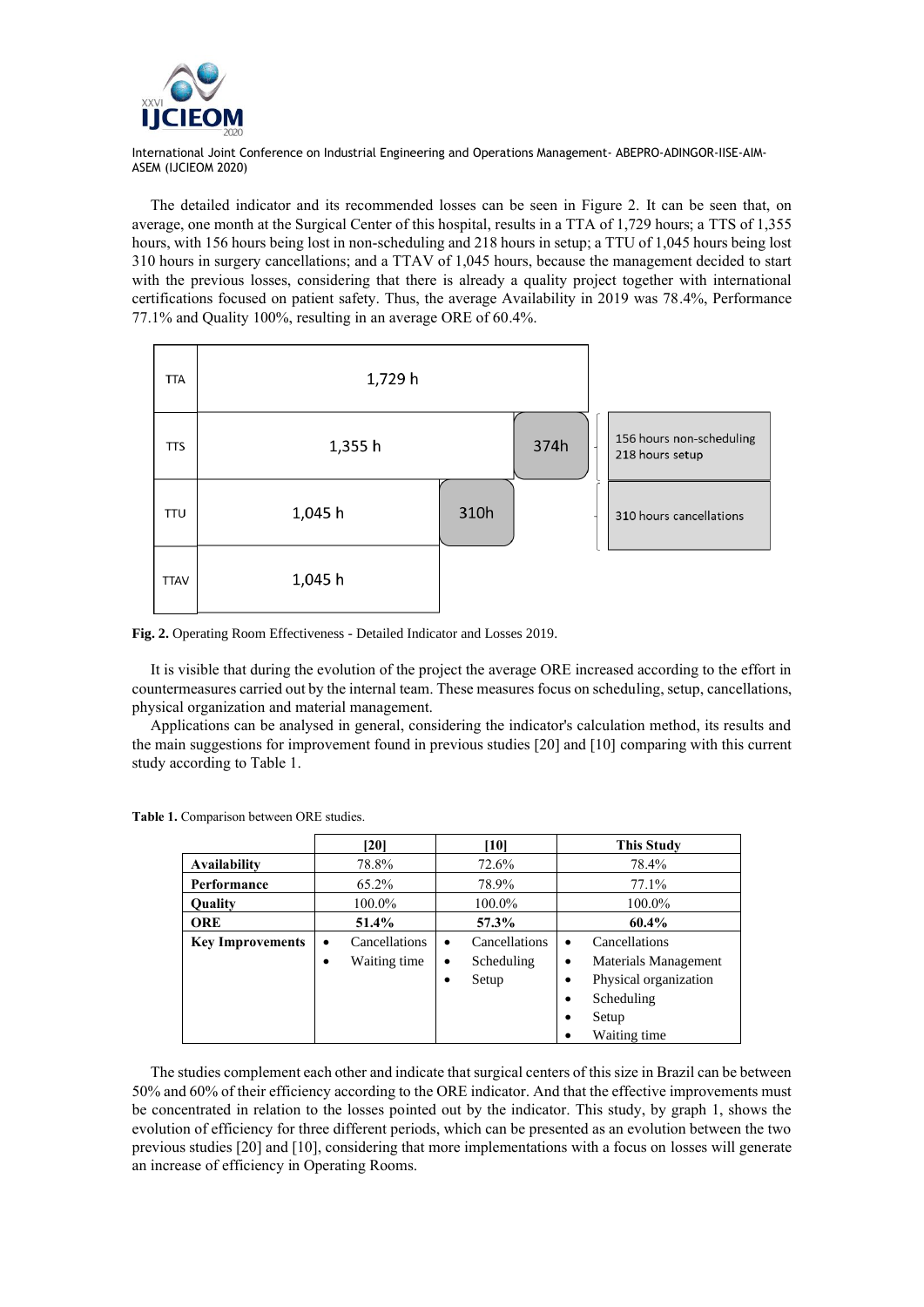The detailed indicator and its recommended losses can be seen in Figure 2. It can be seen that, on average, one month at the Surgical Center of this hospital, results in a TTA of 1,729 hours; a TTS of 1,355 hours, with 156 hours being lost in non-scheduling and 218 hours in setup; a TTU of 1,045 hours being lost 310 hours in surgery cancellations; and a TTAV of 1,045 hours, because the management decided to start with the previous losses, considering that there is already a quality project together with international certifications focused on patient safety. Thus, the average Availability in 2019 was 78.4%, Performance 77.1% and Quality 100%, resulting in an average ORE of 60.4%.

| | | | |
|---|---|---|---|
| TTA | 1,729 h | | |
| TTS | 1,355 h | 374h | 156 hours non-scheduling<br>218 hours setup |
| TTU | 1,045 h | 310h | 310 hours cancellations |
| TTAV | 1,045 h | | |

**Fig. 2.** Operating Room Effectiveness - Detailed Indicator and Losses 2019.

It is visible that during the evolution of the project the average ORE increased according to the effort in countermeasures carried out by the internal team. These measures focus on scheduling, setup, cancellations, physical organization and material management.

Applications can be analysed in general, considering the indicator's calculation method, its results and the main suggestions for improvement found in previous studies [20] and [10] comparing with this current study according to Table 1.

**Table 1.** Comparison between ORE studies.

| | [20] | [10] | This Study |
|---|---|---|---|
| **Availability** | 78.8% | 72.6% | 78.4% |
| **Performance** | 65.2% | 78.9% | 77.1% |
| **Quality** | 100.0% | 100.0% | 100.0% |
| **ORE** | **51.4%** | **57.3%** | **60.4%** |
| **Key Improvements** | • Cancellations<br>• Waiting time | • Cancellations<br>• Scheduling<br>• Setup | • Cancellations<br>• Materials Management<br>• Physical organization<br>• Scheduling<br>• Setup<br>• Waiting time |

The studies complement each other and indicate that surgical centers of this size in Brazil can be between 50% and 60% of their efficiency according to the ORE indicator. And that the effective improvements must be concentrated in relation to the losses pointed out by the indicator. This study, by graph 1, shows the evolution of efficiency for three different periods, which can be presented as an evolution between the two previous studies [20] and [10], considering that more implementations with a focus on losses will generate an increase of efficiency in Operating Rooms.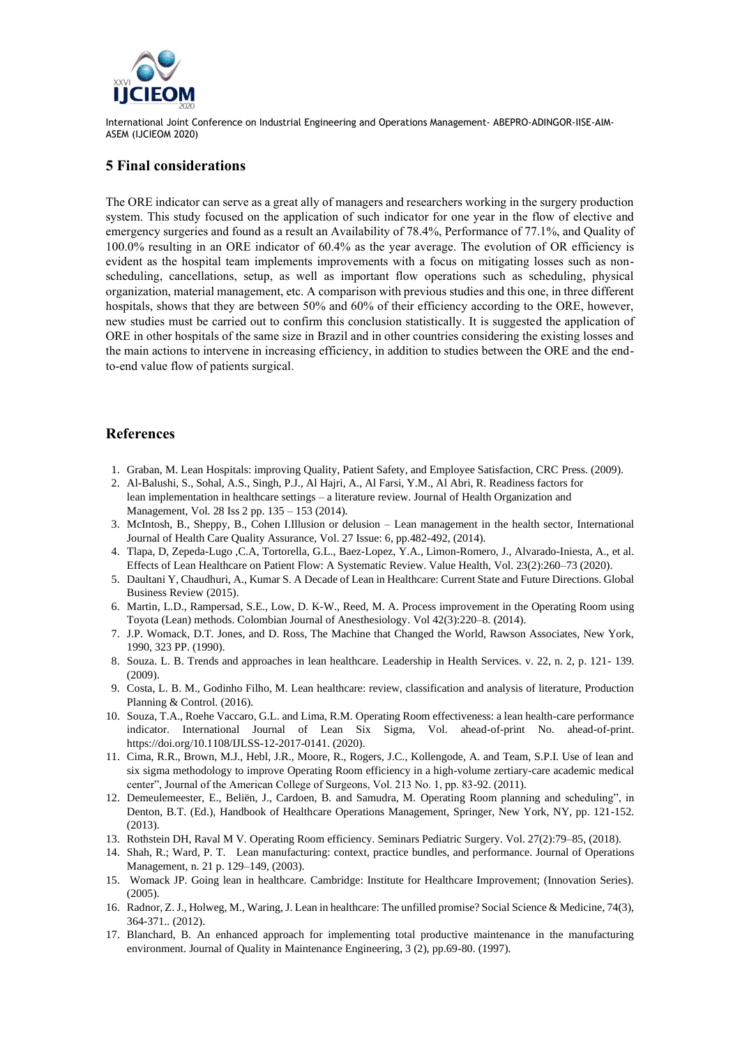## 5 Final considerations

The ORE indicator can serve as a great ally of managers and researchers working in the surgery production system. This study focused on the application of such indicator for one year in the flow of elective and emergency surgeries and found as a result an Availability of 78.4%, Performance of 77.1%, and Quality of 100.0% resulting in an ORE indicator of 60.4% as the year average. The evolution of OR efficiency is evident as the hospital team implements improvements with a focus on mitigating losses such as non-scheduling, cancellations, setup, as well as important flow operations such as scheduling, physical organization, material management, etc. A comparison with previous studies and this one, in three different hospitals, shows that they are between 50% and 60% of their efficiency according to the ORE, however, new studies must be carried out to confirm this conclusion statistically. It is suggested the application of ORE in other hospitals of the same size in Brazil and in other countries considering the existing losses and the main actions to intervene in increasing efficiency, in addition to studies between the ORE and the end-to-end value flow of patients surgical.

## References

1. Graban, M. Lean Hospitals: improving Quality, Patient Safety, and Employee Satisfaction, CRC Press. (2009).
2. Al-Balushi, S., Sohal, A.S., Singh, P.J., Al Hajri, A., Al Farsi, Y.M., Al Abri, R. Readiness factors for lean implementation in healthcare settings – a literature review. Journal of Health Organization and Management, Vol. 28 Iss 2 pp. 135 – 153 (2014).
3. McIntosh, B., Sheppy, B., Cohen I.Illusion or delusion – Lean management in the health sector, International Journal of Health Care Quality Assurance, Vol. 27 Issue: 6, pp.482-492, (2014).
4. Tlapa, D, Zepeda-Lugo ,C.A, Tortorella, G.L., Baez-Lopez, Y.A., Limon-Romero, J., Alvarado-Iniesta, A., et al. Effects of Lean Healthcare on Patient Flow: A Systematic Review. Value Health, Vol. 23(2):260–73 (2020).
5. Daultani Y, Chaudhuri, A., Kumar S. A Decade of Lean in Healthcare: Current State and Future Directions. Global Business Review (2015).
6. Martin, L.D., Rampersad, S.E., Low, D. K-W., Reed, M. A. Process improvement in the Operating Room using Toyota (Lean) methods. Colombian Journal of Anesthesiology. Vol 42(3):220–8. (2014).
7. J.P. Womack, D.T. Jones, and D. Ross, The Machine that Changed the World, Rawson Associates, New York, 1990, 323 PP. (1990).
8. Souza. L. B. Trends and approaches in lean healthcare. Leadership in Health Services. v. 22, n. 2, p. 121- 139. (2009).
9. Costa, L. B. M., Godinho Filho, M. Lean healthcare: review, classification and analysis of literature, Production Planning & Control. (2016).
10. Souza, T.A., Roehe Vaccaro, G.L. and Lima, R.M. Operating Room effectiveness: a lean health-care performance indicator. International Journal of Lean Six Sigma, Vol. ahead-of-print No. ahead-of-print. https://doi.org/10.1108/IJLSS-12-2017-0141. (2020).
11. Cima, R.R., Brown, M.J., Hebl, J.R., Moore, R., Rogers, J.C., Kollengode, A. and Team, S.P.I. Use of lean and six sigma methodology to improve Operating Room efficiency in a high-volume zertiary-care academic medical center", Journal of the American College of Surgeons, Vol. 213 No. 1, pp. 83-92. (2011).
12. Demeulemeester, E., Beliën, J., Cardoen, B. and Samudra, M. Operating Room planning and scheduling", in Denton, B.T. (Ed.), Handbook of Healthcare Operations Management, Springer, New York, NY, pp. 121-152. (2013).
13. Rothstein DH, Raval M V. Operating Room efficiency. Seminars Pediatric Surgery. Vol. 27(2):79–85, (2018).
14. Shah, R.; Ward, P. T. Lean manufacturing: context, practice bundles, and performance. Journal of Operations Management, n. 21 p. 129–149, (2003).
15. Womack JP. Going lean in healthcare. Cambridge: Institute for Healthcare Improvement; (Innovation Series). (2005).
16. Radnor, Z. J., Holweg, M., Waring, J. Lean in healthcare: The unfilled promise? Social Science & Medicine, 74(3), 364-371.. (2012).
17. Blanchard, B. An enhanced approach for implementing total productive maintenance in the manufacturing environment. Journal of Quality in Maintenance Engineering, 3 (2), pp.69-80. (1997).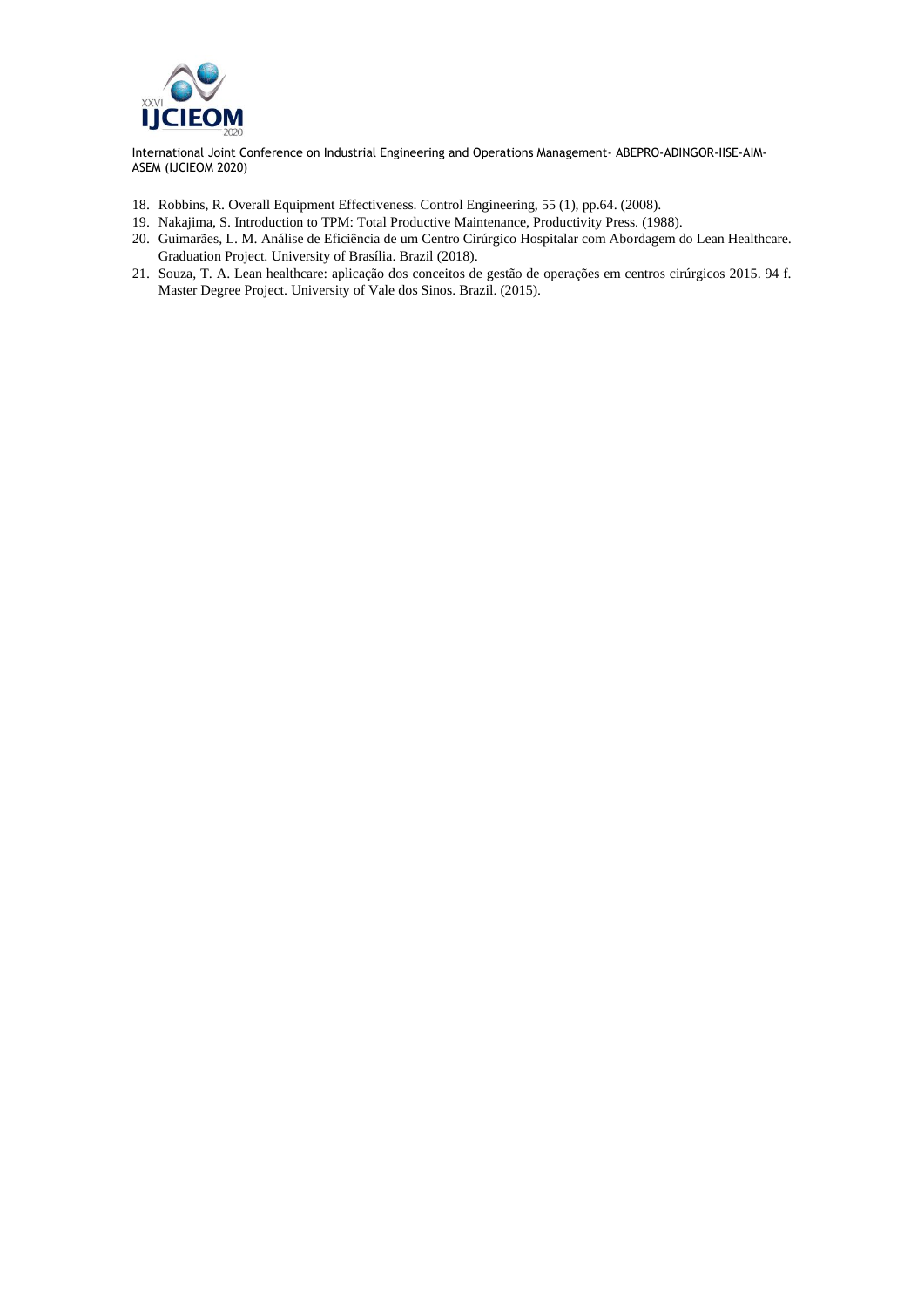18. Robbins, R. Overall Equipment Effectiveness. Control Engineering, 55 (1), pp.64. (2008).
19. Nakajima, S. Introduction to TPM: Total Productive Maintenance, Productivity Press. (1988).
20. Guimarães, L. M. Análise de Eficiência de um Centro Cirúrgico Hospitalar com Abordagem do Lean Healthcare. Graduation Project. University of Brasília. Brazil (2018).
21. Souza, T. A. Lean healthcare: aplicação dos conceitos de gestão de operações em centros cirúrgicos 2015. 94 f. Master Degree Project. University of Vale dos Sinos. Brazil. (2015).